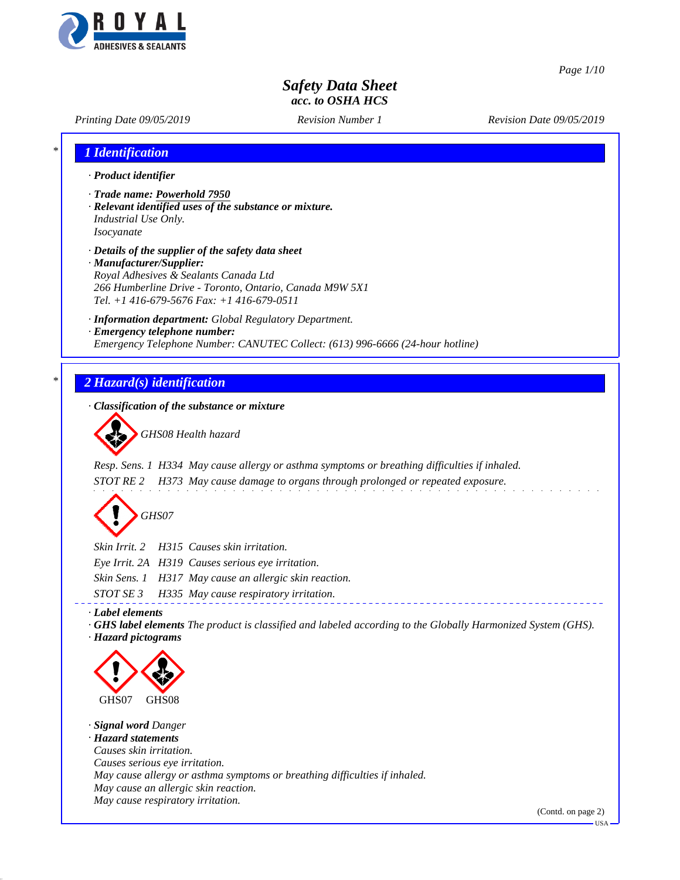# Safety Data Sheet
## acc. to OSHA HCS

*Printing Date 09/05/2019* *Revision Number 1* *Revision Date 09/05/2019*

## 1 Identification

· **Product identifier**

· **Trade name: Powerhold 7950**

· **Relevant identified uses of the substance or mixture.**
Industrial Use Only.
Isocyanate

· **Details of the supplier of the safety data sheet**

· **Manufacturer/Supplier:**
Royal Adhesives & Sealants Canada Ltd
266 Humberline Drive - Toronto, Ontario, Canada M9W 5X1
Tel. +1 416-679-5676 Fax: +1 416-679-0511

· **Information department:** Global Regulatory Department.

· **Emergency telephone number:**
Emergency Telephone Number: CANUTEC Collect: (613) 996-6666 (24-hour hotline)

## 2 Hazard(s) identification

· **Classification of the substance or mixture**

GHS08 Health hazard

Resp. Sens. 1 H334 May cause allergy or asthma symptoms or breathing difficulties if inhaled.
STOT RE 2 H373 May cause damage to organs through prolonged or repeated exposure.

GHS07

Skin Irrit. 2 H315 Causes skin irritation.
Eye Irrit. 2A H319 Causes serious eye irritation.
Skin Sens. 1 H317 May cause an allergic skin reaction.
STOT SE 3 H335 May cause respiratory irritation.

· **Label elements**

· **GHS label elements** The product is classified and labeled according to the Globally Harmonized System (GHS).

· **Hazard pictograms**

GHS07 GHS08

· **Signal word** Danger

· **Hazard statements**
Causes skin irritation.
Causes serious eye irritation.
May cause allergy or asthma symptoms or breathing difficulties if inhaled.
May cause an allergic skin reaction.
May cause respiratory irritation.

(Contd. on page 2)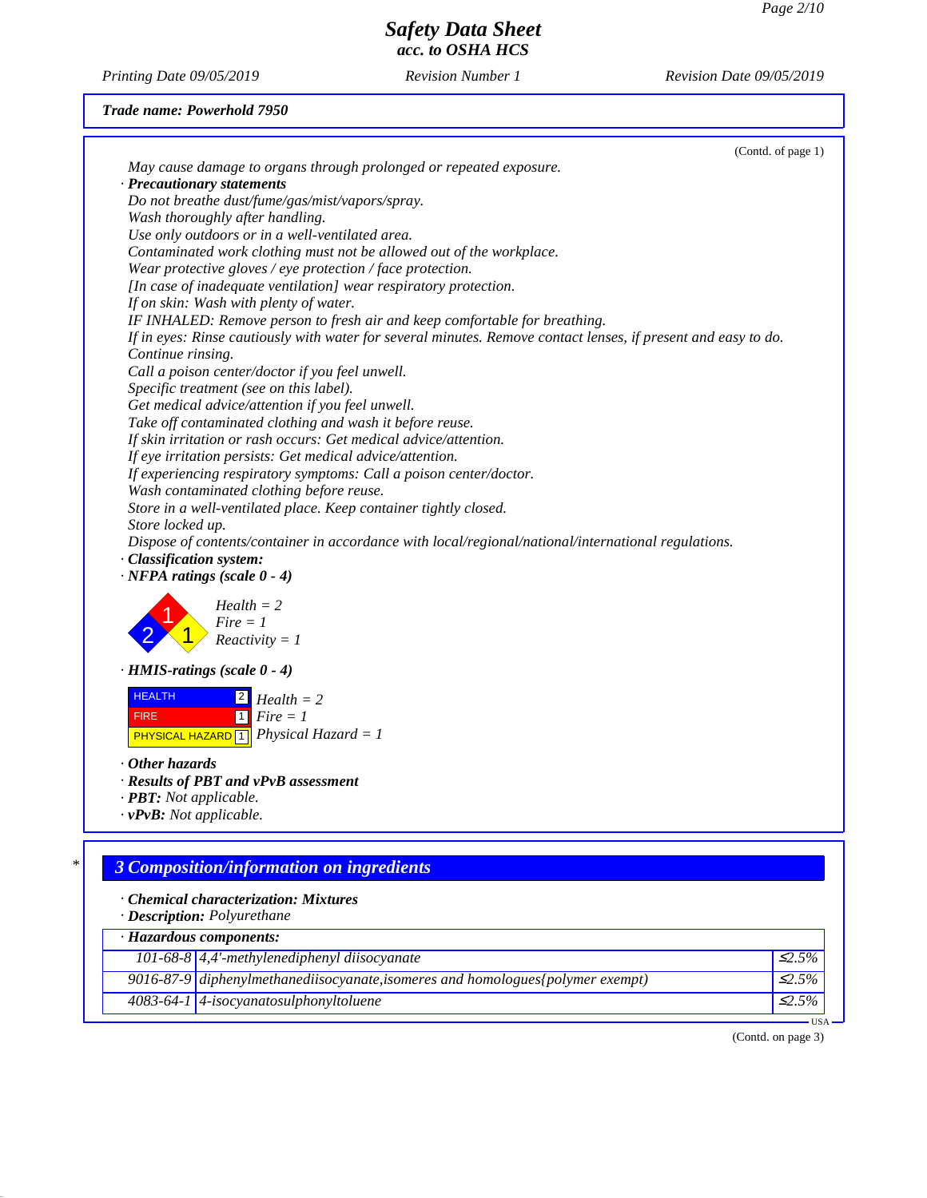**Trade name: Powerhold 7950**

(Contd. of page 1)

May cause damage to organs through prolonged or repeated exposure.

· **Precautionary statements**

Do not breathe dust/fume/gas/mist/vapors/spray.
Wash thoroughly after handling.
Use only outdoors or in a well-ventilated area.
Contaminated work clothing must not be allowed out of the workplace.
Wear protective gloves / eye protection / face protection.
[In case of inadequate ventilation] wear respiratory protection.
If on skin: Wash with plenty of water.
IF INHALED: Remove person to fresh air and keep comfortable for breathing.
If in eyes: Rinse cautiously with water for several minutes. Remove contact lenses, if present and easy to do. Continue rinsing.
Call a poison center/doctor if you feel unwell.
Specific treatment (see on this label).
Get medical advice/attention if you feel unwell.
Take off contaminated clothing and wash it before reuse.
If skin irritation or rash occurs: Get medical advice/attention.
If eye irritation persists: Get medical advice/attention.
If experiencing respiratory symptoms: Call a poison center/doctor.
Wash contaminated clothing before reuse.
Store in a well-ventilated place. Keep container tightly closed.
Store locked up.
Dispose of contents/container in accordance with local/regional/national/international regulations.

· **Classification system:**

· **NFPA ratings (scale 0 - 4)**

Health = 2
Fire = 1
Reactivity = 1

· **HMIS-ratings (scale 0 - 4)**

| | | |
|---|---|---|
| HEALTH | 2 | Health = 2 |
| FIRE | 1 | Fire = 1 |
| PHYSICAL HAZARD | 1 | Physical Hazard = 1 |

· **Other hazards**

· **Results of PBT and vPvB assessment**

· **PBT:** Not applicable.

· **vPvB:** Not applicable.

## 3 Composition/information on ingredients

· **Chemical characterization: Mixtures**

· **Description:** Polyurethane

· **Hazardous components:**

| | | |
|---|---|---|
| 101-68-8 | 4,4'-methylenediphenyl diisocyanate | ≤2.5% |
| 9016-87-9 | diphenylmethanediisocyanate,isomeres and homologues{polymer exempt) | ≤2.5% |
| 4083-64-1 | 4-isocyanatosulphonyltoluene | ≤2.5% |

(Contd. on page 3)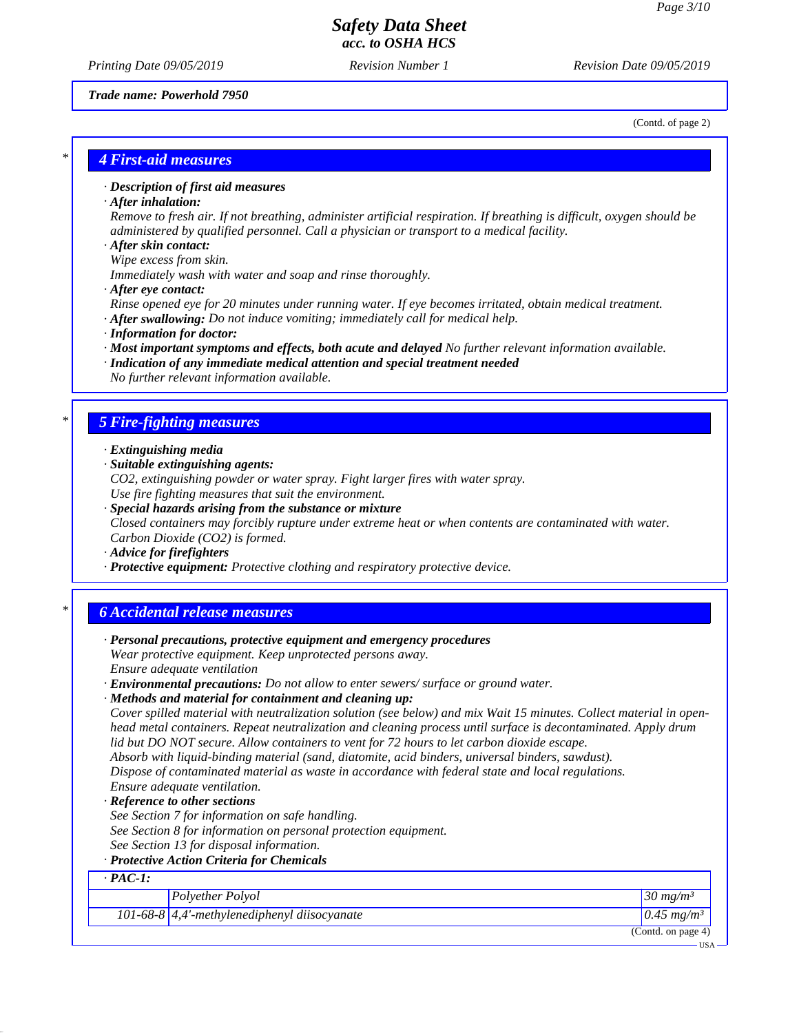Trade name: Powerhold 7950

(Contd. of page 2)

## 4 First-aid measures

· **Description of first aid measures**

· **After inhalation:**

Remove to fresh air. If not breathing, administer artificial respiration. If breathing is difficult, oxygen should be administered by qualified personnel. Call a physician or transport to a medical facility.

· **After skin contact:**

Wipe excess from skin.

Immediately wash with water and soap and rinse thoroughly.

· **After eye contact:**

Rinse opened eye for 20 minutes under running water. If eye becomes irritated, obtain medical treatment.

· **After swallowing:** Do not induce vomiting; immediately call for medical help.

· **Information for doctor:**

· **Most important symptoms and effects, both acute and delayed** No further relevant information available.

· **Indication of any immediate medical attention and special treatment needed**

No further relevant information available.

## 5 Fire-fighting measures

· **Extinguishing media**

· **Suitable extinguishing agents:**

$CO_2$, extinguishing powder or water spray. Fight larger fires with water spray.

Use fire fighting measures that suit the environment.

· **Special hazards arising from the substance or mixture**

Closed containers may forcibly rupture under extreme heat or when contents are contaminated with water.

Carbon Dioxide ($CO_2$) is formed.

· **Advice for firefighters**

· **Protective equipment:** Protective clothing and respiratory protective device.

## 6 Accidental release measures

· **Personal precautions, protective equipment and emergency procedures**

Wear protective equipment. Keep unprotected persons away.

Ensure adequate ventilation

· **Environmental precautions:** Do not allow to enter sewers/ surface or ground water.

· **Methods and material for containment and cleaning up:**

Cover spilled material with neutralization solution (see below) and mix Wait 15 minutes. Collect material in open-head metal containers. Repeat neutralization and cleaning process until surface is decontaminated. Apply drum lid but DO NOT secure. Allow containers to vent for 72 hours to let carbon dioxide escape.

Absorb with liquid-binding material (sand, diatomite, acid binders, universal binders, sawdust).

Dispose of contaminated material as waste in accordance with federal state and local regulations.

Ensure adequate ventilation.

· **Reference to other sections**

See Section 7 for information on safe handling.

See Section 8 for information on personal protection equipment.

See Section 13 for disposal information.

· **Protective Action Criteria for Chemicals**

| · PAC-1: | | |
|---|---|---|
| | Polyether Polyol | 30 mg/m³ |
| 101-68-8 | 4,4'-methylenediphenyl diisocyanate | 0.45 mg/m³ |

(Contd. on page 4)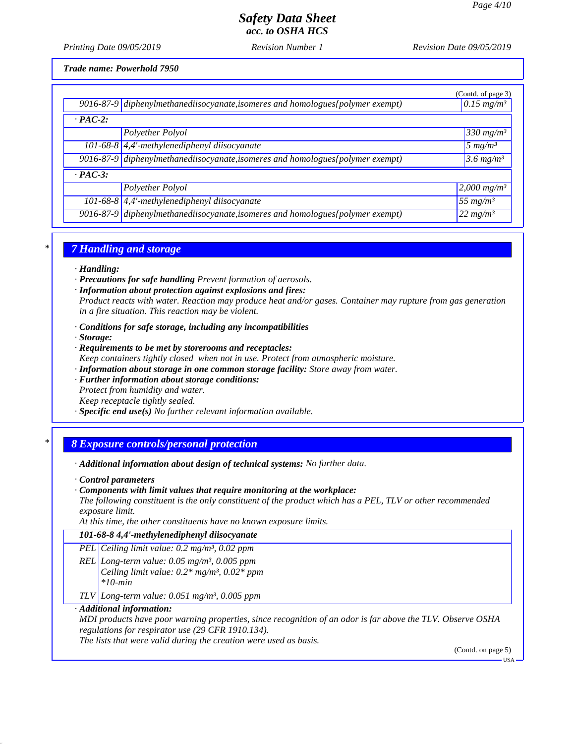Trade name: Powerhold 7950

(Contd. of page 3)

| | | |
|---|---|---|
| 9016-87-9 | diphenylmethanediisocyanate,isomeres and homologues{polymer exempt} | 0.15 mg/m³ |
| **· PAC-2:** | | |
| | Polyether Polyol | 330 mg/m³ |
| 101-68-8 | 4,4'-methylenediphenyl diisocyanate | 5 mg/m³ |
| 9016-87-9 | diphenylmethanediisocyanate,isomeres and homologues{polymer exempt} | 3.6 mg/m³ |
| **· PAC-3:** | | |
| | Polyether Polyol | 2,000 mg/m³ |
| 101-68-8 | 4,4'-methylenediphenyl diisocyanate | 55 mg/m³ |
| 9016-87-9 | diphenylmethanediisocyanate,isomeres and homologues{polymer exempt} | 22 mg/m³ |

## 7 Handling and storage

- **Handling:**
- **Precautions for safe handling** Prevent formation of aerosols.
- **Information about protection against explosions and fires:**
  Product reacts with water. Reaction may produce heat and/or gases. Container may rupture from gas generation in a fire situation. This reaction may be violent.
- **Conditions for safe storage, including any incompatibilities**
- **Storage:**
- **Requirements to be met by storerooms and receptacles:**
  Keep containers tightly closed when not in use. Protect from atmospheric moisture.
- **Information about storage in one common storage facility:** Store away from water.
- **Further information about storage conditions:**
  Protect from humidity and water.
  Keep receptacle tightly sealed.
- **Specific end use(s)** No further relevant information available.

## 8 Exposure controls/personal protection

- **Additional information about design of technical systems:** No further data.
- **Control parameters**
- **Components with limit values that require monitoring at the workplace:**
  The following constituent is the only constituent of the product which has a PEL, TLV or other recommended exposure limit.
  At this time, the other constituents have no known exposure limits.

| **101-68-8 4,4'-methylenediphenyl diisocyanate** | |
|---|---|
| PEL | Ceiling limit value: 0.2 mg/m³, 0.02 ppm |
| REL | Long-term value: 0.05 mg/m³, 0.005 ppm<br>Ceiling limit value: 0.2* mg/m³, 0.02* ppm<br>*10-min |
| TLV | Long-term value: 0.051 mg/m³, 0.005 ppm |

- **Additional information:**
  MDI products have poor warning properties, since recognition of an odor is far above the TLV. Observe OSHA regulations for respirator use (29 CFR 1910.134).
  The lists that were valid during the creation were used as basis.

(Contd. on page 5)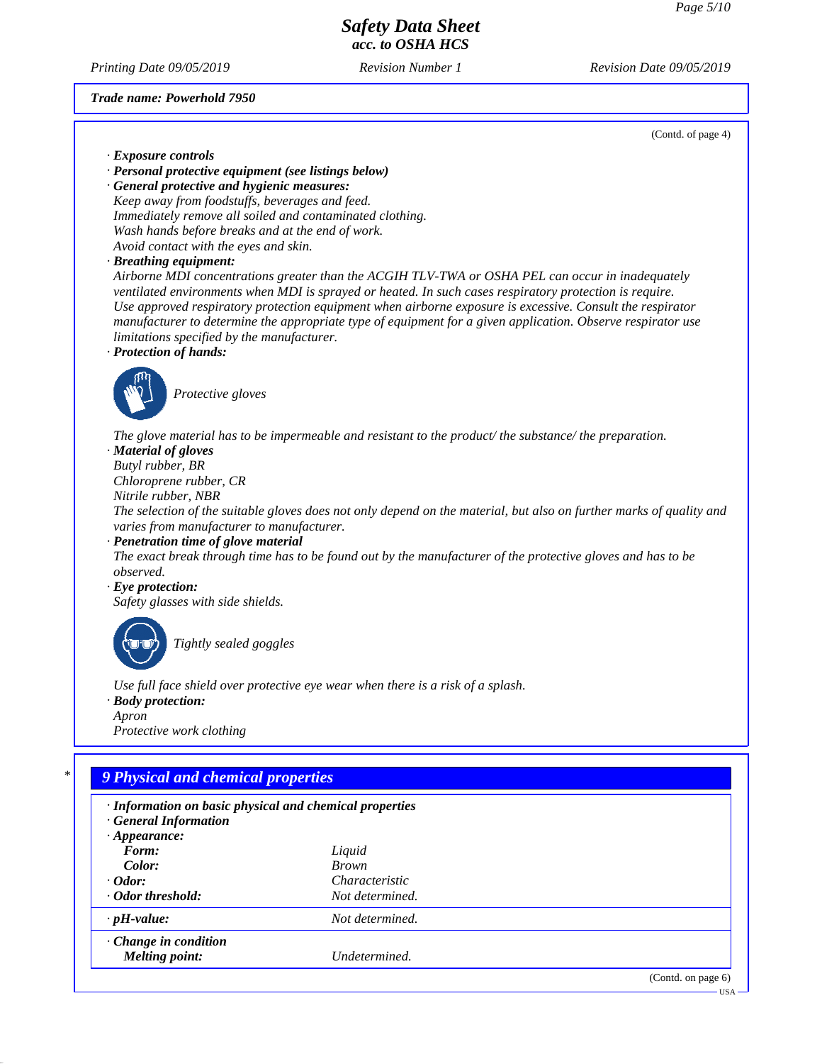**Trade name: Powerhold 7950**

(Contd. of page 4)

· **Exposure controls**
· **Personal protective equipment (see listings below)**
· **General protective and hygienic measures:**
Keep away from foodstuffs, beverages and feed.
Immediately remove all soiled and contaminated clothing.
Wash hands before breaks and at the end of work.
Avoid contact with the eyes and skin.
· **Breathing equipment:**
Airborne MDI concentrations greater than the ACGIH TLV-TWA or OSHA PEL can occur in inadequately ventilated environments when MDI is sprayed or heated. In such cases respiratory protection is require.
Use approved respiratory protection equipment when airborne exposure is excessive. Consult the respirator manufacturer to determine the appropriate type of equipment for a given application. Observe respirator use limitations specified by the manufacturer.
· **Protection of hands:**

Protective gloves

The glove material has to be impermeable and resistant to the product/ the substance/ the preparation.
· **Material of gloves**
Butyl rubber, BR
Chloroprene rubber, CR
Nitrile rubber, NBR
The selection of the suitable gloves does not only depend on the material, but also on further marks of quality and varies from manufacturer to manufacturer.
· **Penetration time of glove material**
The exact break through time has to be found out by the manufacturer of the protective gloves and has to be observed.
· **Eye protection:**
Safety glasses with side shields.

Tightly sealed goggles

Use full face shield over protective eye wear when there is a risk of a splash.
· **Body protection:**
Apron
Protective work clothing

## 9 Physical and chemical properties

· **Information on basic physical and chemical properties**
· **General Information**

| | |
|---|---|
| · **Appearance:** | |
| **Form:** | Liquid |
| **Color:** | Brown |
| · **Odor:** | Characteristic |
| · **Odor threshold:** | Not determined. |
| · **pH-value:** | Not determined. |
| · **Change in condition** | |
| **Melting point:** | Undetermined. |

(Contd. on page 6)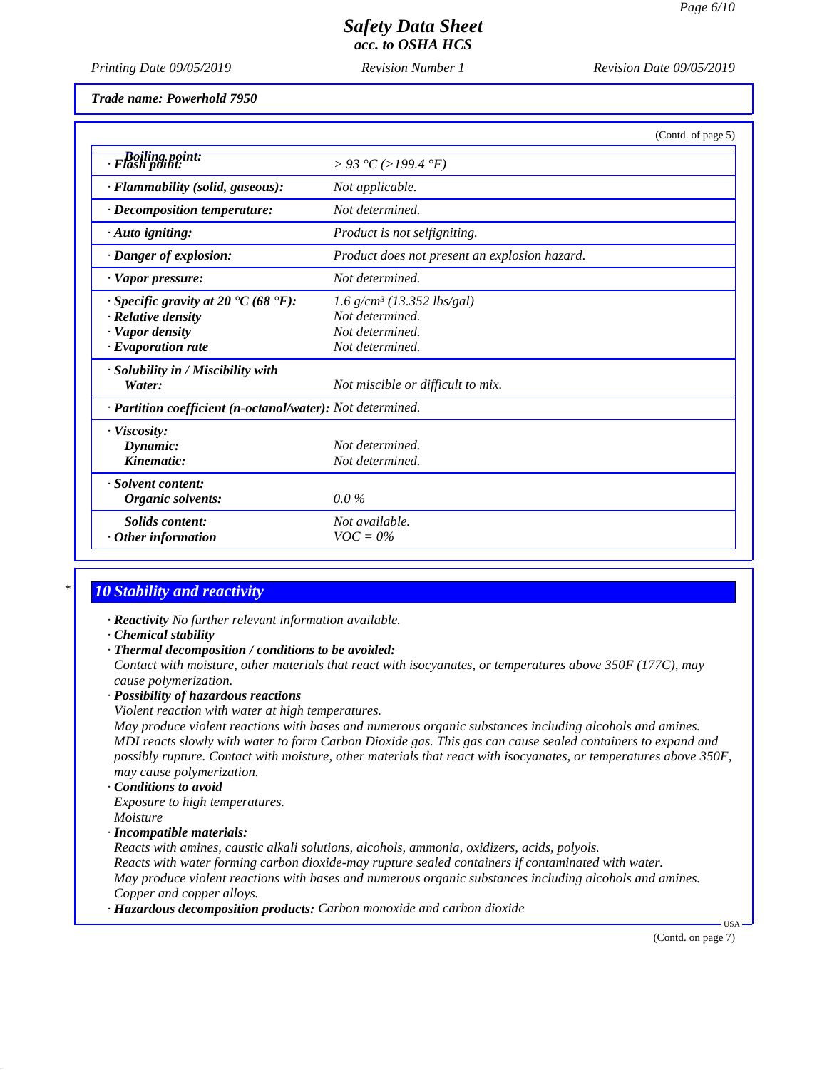**Trade name: Powerhold 7950**

(Contd. of page 5)

| | |
|---|---|
| · **Boiling point:** / · **Flash point:** | > 93 °C (>199.4 °F) |
| · **Flammability (solid, gaseous):** | Not applicable. |
| · **Decomposition temperature:** | Not determined. |
| · **Auto igniting:** | Product is not selfigniting. |
| · **Danger of explosion:** | Product does not present an explosion hazard. |
| · **Vapor pressure:** | Not determined. |
| · **Specific gravity at 20 °C (68 °F):**<br>· **Relative density**<br>· **Vapor density**<br>· **Evaporation rate** | 1.6 g/cm³ (13.352 lbs/gal)<br>Not determined.<br>Not determined.<br>Not determined. |
| · **Solubility in / Miscibility with Water:** | Not miscible or difficult to mix. |
| · **Partition coefficient (n-octanol/water):** | Not determined. |
| · **Viscosity:**<br>**Dynamic:**<br>**Kinematic:** | <br>Not determined.<br>Not determined. |
| · **Solvent content:**<br>**Organic solvents:** | <br>0.0 % |
| **Solids content:**<br>· **Other information** | Not available.<br>VOC = 0% |

## * 10 Stability and reactivity

· **Reactivity** No further relevant information available.
· **Chemical stability**
· **Thermal decomposition / conditions to be avoided:**
Contact with moisture, other materials that react with isocyanates, or temperatures above 350F (177C), may cause polymerization.
· **Possibility of hazardous reactions**
Violent reaction with water at high temperatures.
May produce violent reactions with bases and numerous organic substances including alcohols and amines.
MDI reacts slowly with water to form Carbon Dioxide gas. This gas can cause sealed containers to expand and possibly rupture. Contact with moisture, other materials that react with isocyanates, or temperatures above 350F, may cause polymerization.
· **Conditions to avoid**
Exposure to high temperatures.
Moisture
· **Incompatible materials:**
Reacts with amines, caustic alkali solutions, alcohols, ammonia, oxidizers, acids, polyols.
Reacts with water forming carbon dioxide-may rupture sealed containers if contaminated with water.
May produce violent reactions with bases and numerous organic substances including alcohols and amines.
Copper and copper alloys.
· **Hazardous decomposition products:** Carbon monoxide and carbon dioxide

(Contd. on page 7)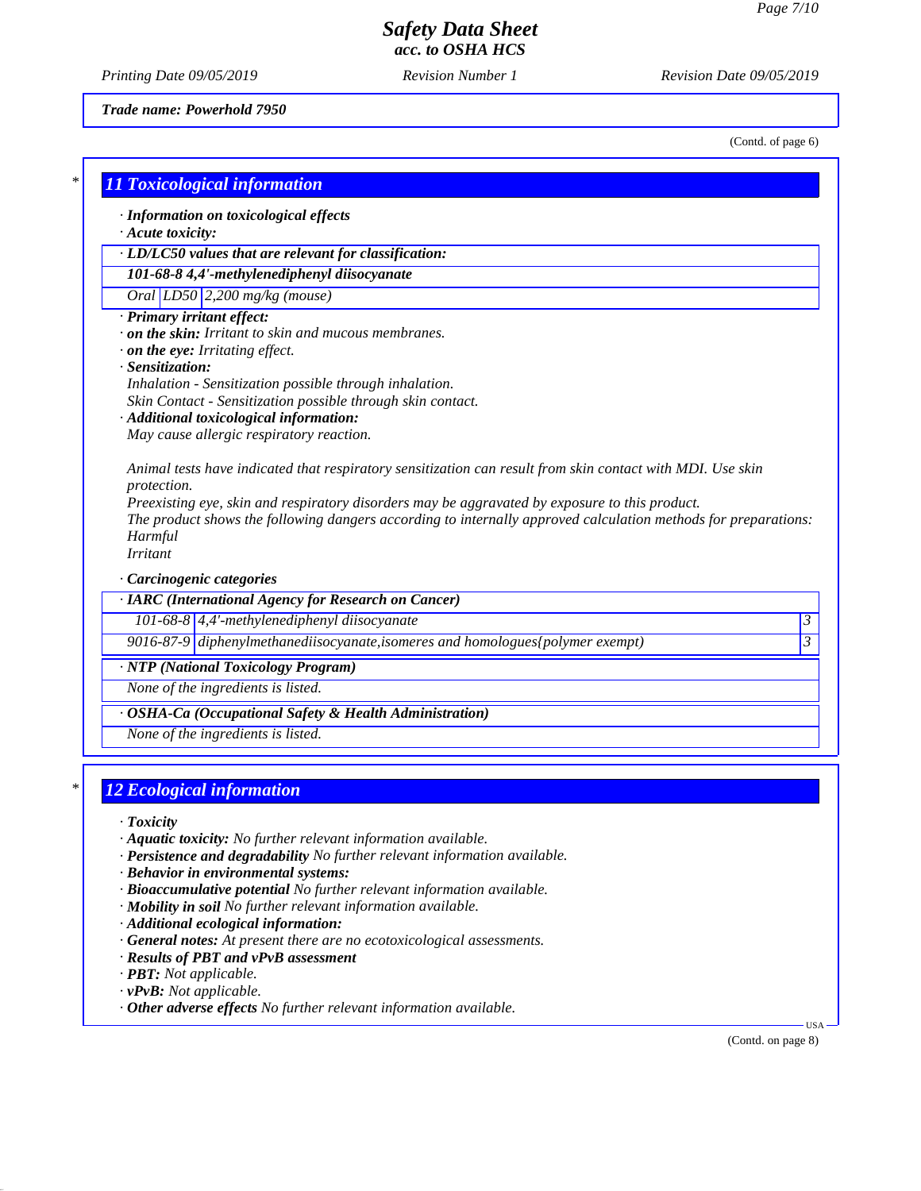Trade name: Powerhold 7950

(Contd. of page 6)

## 11 Toxicological information

· **Information on toxicological effects**
· **Acute toxicity:**

| · LD/LC50 values that are relevant for classification: | | |
|---|---|---|
| **101-68-8 4,4'-methylenediphenyl diisocyanate** | | |
| Oral | LD50 | 2,200 mg/kg (mouse) |

· **Primary irritant effect:**
· **on the skin:** Irritant to skin and mucous membranes.
· **on the eye:** Irritating effect.
· **Sensitization:**
Inhalation - Sensitization possible through inhalation.
Skin Contact - Sensitization possible through skin contact.
· **Additional toxicological information:**
May cause allergic respiratory reaction.

Animal tests have indicated that respiratory sensitization can result from skin contact with MDI. Use skin protection.
Preexisting eye, skin and respiratory disorders may be aggravated by exposure to this product.
The product shows the following dangers according to internally approved calculation methods for preparations:
Harmful
Irritant

· **Carcinogenic categories**

| · IARC (International Agency for Research on Cancer) | | |
|---|---|---|
| 101-68-8 | 4,4'-methylenediphenyl diisocyanate | 3 |
| 9016-87-9 | diphenylmethanediisocyanate,isomeres and homologues{polymer exempt) | 3 |

| · NTP (National Toxicology Program) |
|---|
| None of the ingredients is listed. |

| · OSHA-Ca (Occupational Safety & Health Administration) |
|---|
| None of the ingredients is listed. |

## 12 Ecological information

· **Toxicity**
· **Aquatic toxicity:** No further relevant information available.
· **Persistence and degradability** No further relevant information available.
· **Behavior in environmental systems:**
· **Bioaccumulative potential** No further relevant information available.
· **Mobility in soil** No further relevant information available.
· **Additional ecological information:**
· **General notes:** At present there are no ecotoxicological assessments.
· **Results of PBT and vPvB assessment**
· **PBT:** Not applicable.
· **vPvB:** Not applicable.
· **Other adverse effects** No further relevant information available.

(Contd. on page 8)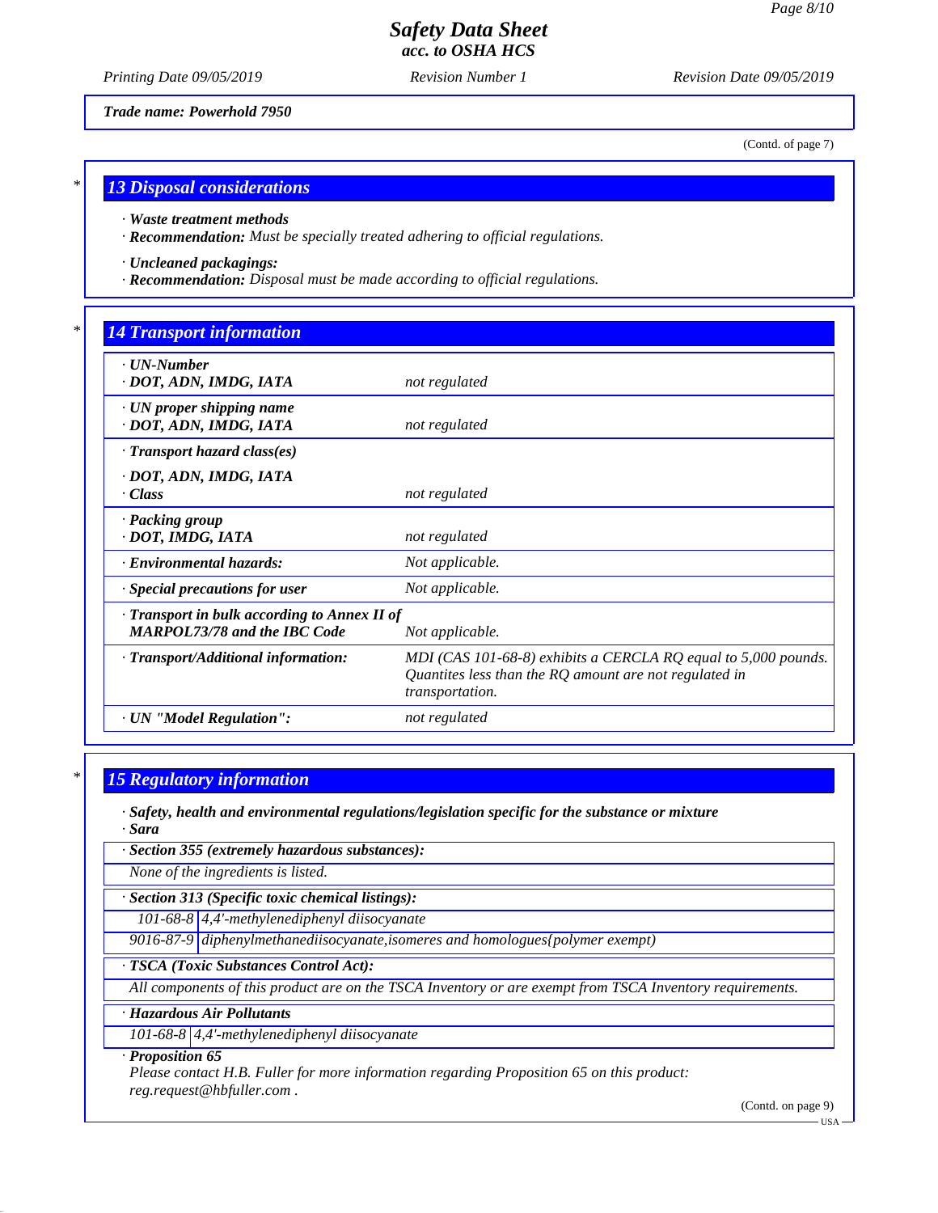Trade name: Powerhold 7950

(Contd. of page 7)

## 13 Disposal considerations

· **Waste treatment methods**
· **Recommendation:** Must be specially treated adhering to official regulations.

· **Uncleaned packagings:**
· **Recommendation:** Disposal must be made according to official regulations.

## 14 Transport information

| | |
|---|---|
| · **UN-Number**<br>· **DOT, ADN, IMDG, IATA** | not regulated |
| · **UN proper shipping name**<br>· **DOT, ADN, IMDG, IATA** | not regulated |
| · **Transport hazard class(es)**<br>· **DOT, ADN, IMDG, IATA**<br>· **Class** | not regulated |
| · **Packing group**<br>· **DOT, IMDG, IATA** | not regulated |
| · **Environmental hazards:** | Not applicable. |
| · **Special precautions for user** | Not applicable. |
| · **Transport in bulk according to Annex II of MARPOL73/78 and the IBC Code** | Not applicable. |
| · **Transport/Additional information:** | MDI (CAS 101-68-8) exhibits a CERCLA RQ equal to 5,000 pounds. Quantites less than the RQ amount are not regulated in transportation. |
| · **UN "Model Regulation":** | not regulated |

## 15 Regulatory information

· **Safety, health and environmental regulations/legislation specific for the substance or mixture**
· **Sara**

· **Section 355 (extremely hazardous substances):**

None of the ingredients is listed.

· **Section 313 (Specific toxic chemical listings):**

| | |
|---|---|
| 101-68-8 | 4,4'-methylenediphenyl diisocyanate |
| 9016-87-9 | diphenylmethanediisocyanate,isomeres and homologues{polymer exempt) |

· **TSCA (Toxic Substances Control Act):**

All components of this product are on the TSCA Inventory or are exempt from TSCA Inventory requirements.

· **Hazardous Air Pollutants**

| | |
|---|---|
| 101-68-8 | 4,4'-methylenediphenyl diisocyanate |

· **Proposition 65**

Please contact H.B. Fuller for more information regarding Proposition 65 on this product: reg.request@hbfuller.com .

(Contd. on page 9)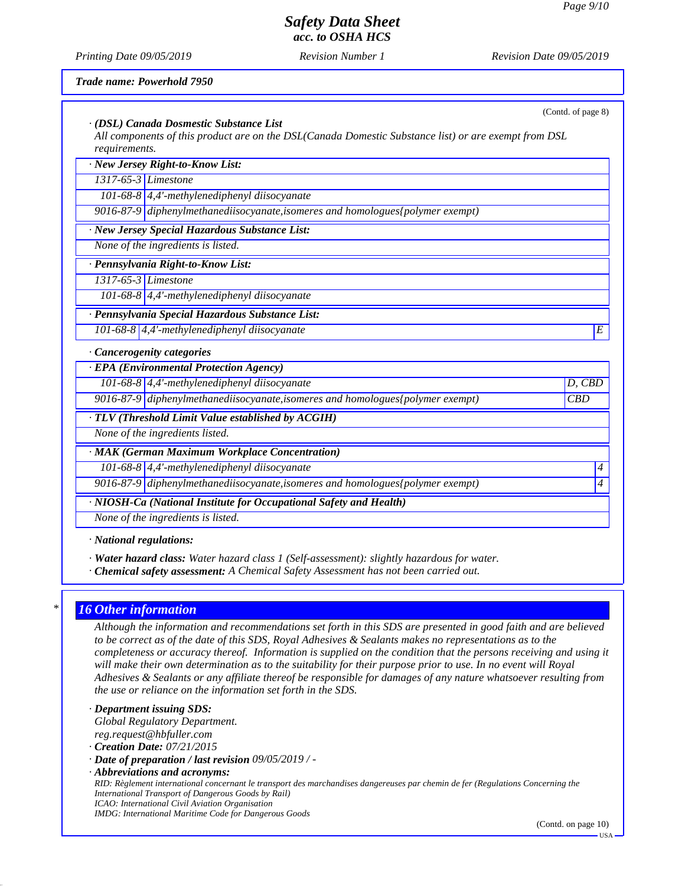**Trade name: Powerhold 7950**

(Contd. of page 8)

· **(DSL) Canada Dosmestic Substance List**

*All components of this product are on the DSL(Canada Domestic Substance list) or are exempt from DSL requirements.*

· **New Jersey Right-to-Know List:**

| | |
|---|---|
| 1317-65-3 | Limestone |
| 101-68-8 | 4,4'-methylenediphenyl diisocyanate |
| 9016-87-9 | diphenylmethanediisocyanate,isomeres and homologues{polymer exempt) |

· **New Jersey Special Hazardous Substance List:**

None of the ingredients is listed.

· **Pennsylvania Right-to-Know List:**

| | |
|---|---|
| 1317-65-3 | Limestone |
| 101-68-8 | 4,4'-methylenediphenyl diisocyanate |

· **Pennsylvania Special Hazardous Substance List:**

| | | |
|---|---|---|
| 101-68-8 | 4,4'-methylenediphenyl diisocyanate | E |

· **Cancerogenity categories**

· **EPA (Environmental Protection Agency)**

| | | |
|---|---|---|
| 101-68-8 | 4,4'-methylenediphenyl diisocyanate | D, CBD |
| 9016-87-9 | diphenylmethanediisocyanate,isomeres and homologues{polymer exempt) | CBD |

· **TLV (Threshold Limit Value established by ACGIH)**

None of the ingredients listed.

· **MAK (German Maximum Workplace Concentration)**

| | | |
|---|---|---|
| 101-68-8 | 4,4'-methylenediphenyl diisocyanate | 4 |
| 9016-87-9 | diphenylmethanediisocyanate,isomeres and homologues{polymer exempt) | 4 |

· **NIOSH-Ca (National Institute for Occupational Safety and Health)**

None of the ingredients is listed.

· **National regulations:**

· **Water hazard class:** Water hazard class 1 (Self-assessment): slightly hazardous for water.

· **Chemical safety assessment:** A Chemical Safety Assessment has not been carried out.

## 16 Other information

Although the information and recommendations set forth in this SDS are presented in good faith and are believed to be correct as of the date of this SDS, Royal Adhesives & Sealants makes no representations as to the completeness or accuracy thereof. Information is supplied on the condition that the persons receiving and using it will make their own determination as to the suitability for their purpose prior to use. In no event will Royal Adhesives & Sealants or any affiliate thereof be responsible for damages of any nature whatsoever resulting from the use or reliance on the information set forth in the SDS.

· **Department issuing SDS:**
Global Regulatory Department.
reg.request@hbfuller.com

· **Creation Date:** 07/21/2015

· **Date of preparation / last revision** 09/05/2019 / -

· **Abbreviations and acronyms:**

RID: Règlement international concernant le transport des marchandises dangereuses par chemin de fer (Regulations Concerning the International Transport of Dangerous Goods by Rail)
ICAO: International Civil Aviation Organisation
IMDG: International Maritime Code for Dangerous Goods

(Contd. on page 10)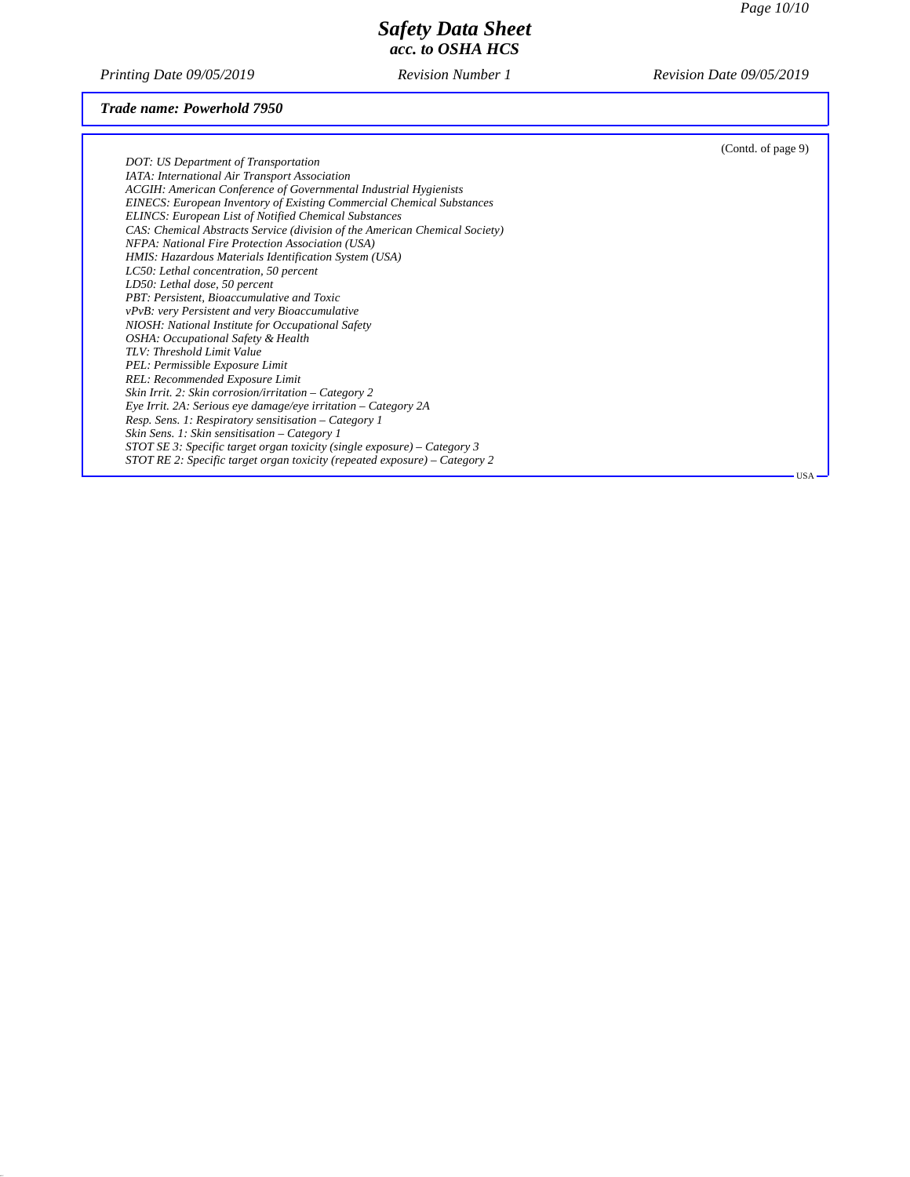**Trade name: Powerhold 7950**

(Contd. of page 9)

*DOT: US Department of Transportation*
*IATA: International Air Transport Association*
*ACGIH: American Conference of Governmental Industrial Hygienists*
*EINECS: European Inventory of Existing Commercial Chemical Substances*
*ELINCS: European List of Notified Chemical Substances*
*CAS: Chemical Abstracts Service (division of the American Chemical Society)*
*NFPA: National Fire Protection Association (USA)*
*HMIS: Hazardous Materials Identification System (USA)*
*LC50: Lethal concentration, 50 percent*
*LD50: Lethal dose, 50 percent*
*PBT: Persistent, Bioaccumulative and Toxic*
*vPvB: very Persistent and very Bioaccumulative*
*NIOSH: National Institute for Occupational Safety*
*OSHA: Occupational Safety & Health*
*TLV: Threshold Limit Value*
*PEL: Permissible Exposure Limit*
*REL: Recommended Exposure Limit*
*Skin Irrit. 2: Skin corrosion/irritation – Category 2*
*Eye Irrit. 2A: Serious eye damage/eye irritation – Category 2A*
*Resp. Sens. 1: Respiratory sensitisation – Category 1*
*Skin Sens. 1: Skin sensitisation – Category 1*
*STOT SE 3: Specific target organ toxicity (single exposure) – Category 3*
*STOT RE 2: Specific target organ toxicity (repeated exposure) – Category 2*

USA